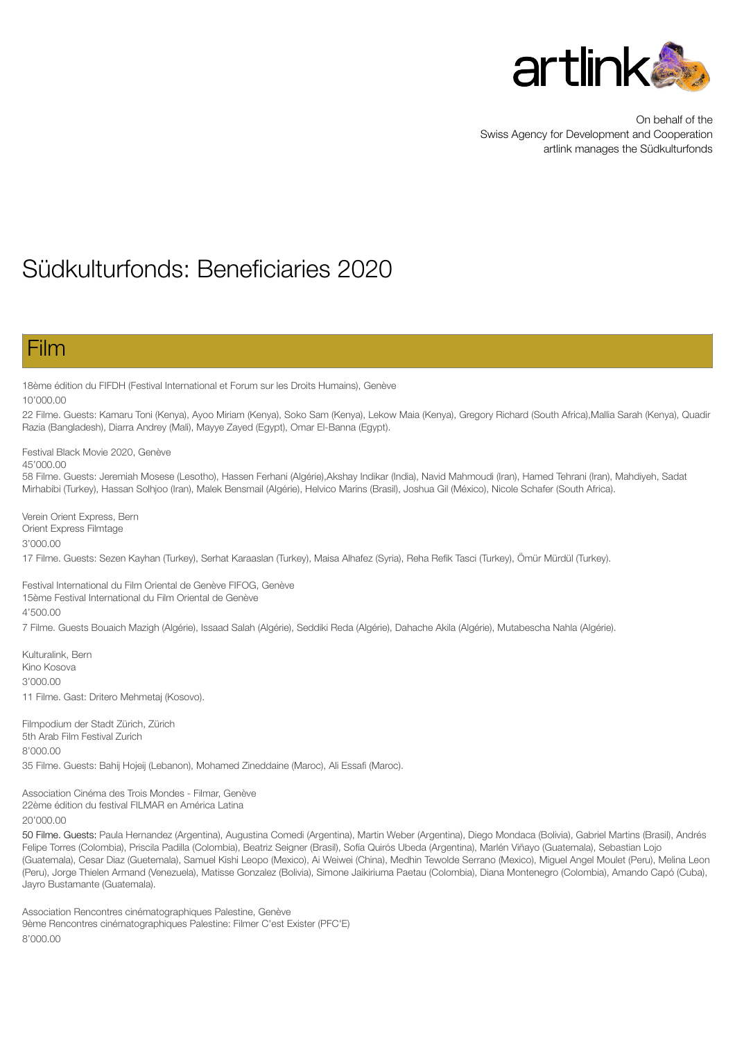On behalf of the
Swiss Agency for Development and Cooperation
artlink manages the Südkulturfonds

# Südkulturfonds: Beneficiaries 2020

## Film

18ème édition du FIFDH (Festival International et Forum sur les Droits Humains), Genève
10'000.00
22 Filme. Guests: Kamaru Toni (Kenya), Ayoo Miriam (Kenya), Soko Sam (Kenya), Lekow Maia (Kenya), Gregory Richard (South Africa),Mallia Sarah (Kenya), Quadir Razia (Bangladesh), Diarra Andrey (Mali), Mayye Zayed (Egypt), Omar El-Banna (Egypt).

Festival Black Movie 2020, Genève
45'000.00
58 Filme. Guests: Jeremiah Mosese (Lesotho), Hassen Ferhani (Algérie),Akshay Indikar (India), Navid Mahmoudi (Iran), Hamed Tehrani (Iran), Mahdiyeh, Sadat Mirhabibi (Turkey), Hassan Solhjoo (Iran), Malek Bensmail (Algérie), Helvico Marins (Brasil), Joshua Gil (México), Nicole Schafer (South Africa).

Verein Orient Express, Bern
Orient Express Filmtage
3'000.00
17 Filme. Guests: Sezen Kayhan (Turkey), Serhat Karaaslan (Turkey), Maisa Alhafez (Syria), Reha Refik Tasci (Turkey), Ömür Mürdül (Turkey).

Festival International du Film Oriental de Genève FIFOG, Genève
15ème Festival International du Film Oriental de Genève
4'500.00
7 Filme. Guests Bouaich Mazigh (Algérie), Issaad Salah (Algérie), Seddiki Reda (Algérie), Dahache Akila (Algérie), Mutabescha Nahla (Algérie).

Kulturalink, Bern
Kino Kosova
3'000.00
11 Filme. Gast: Dritero Mehmetaj (Kosovo).

Filmpodium der Stadt Zürich, Zürich
5th Arab Film Festival Zurich
8'000.00
35 Filme. Guests: Bahij Hojeij (Lebanon), Mohamed Zineddaine (Maroc), Ali Essafi (Maroc).

Association Cinéma des Trois Mondes - Filmar, Genève
22ème édition du festival FILMAR en América Latina
20'000.00
50 Filme. Guests: Paula Hernandez (Argentina), Augustina Comedi (Argentina), Martin Weber (Argentina), Diego Mondaca (Bolivia), Gabriel Martins (Brasil), Andrés Felipe Torres (Colombia), Priscila Padilla (Colombia), Beatriz Seigner (Brasil), Sofía Quirós Ubeda (Argentina), Marlén Viñayo (Guatemala), Sebastian Lojo (Guatemala), Cesar Diaz (Guetemala), Samuel Kishi Leopo (Mexico), Ai Weiwei (China), Medhin Tewolde Serrano (Mexico), Miguel Angel Moulet (Peru), Melina Leon (Peru), Jorge Thielen Armand (Venezuela), Matisse Gonzalez (Bolivia), Simone Jaikiriuma Paetau (Colombia), Diana Montenegro (Colombia), Amando Capó (Cuba), Jayro Bustamante (Guatemala).

Association Rencontres cinématographiques Palestine, Genève
9ème Rencontres cinématographiques Palestine: Filmer C'est Exister (PFC'E)
8'000.00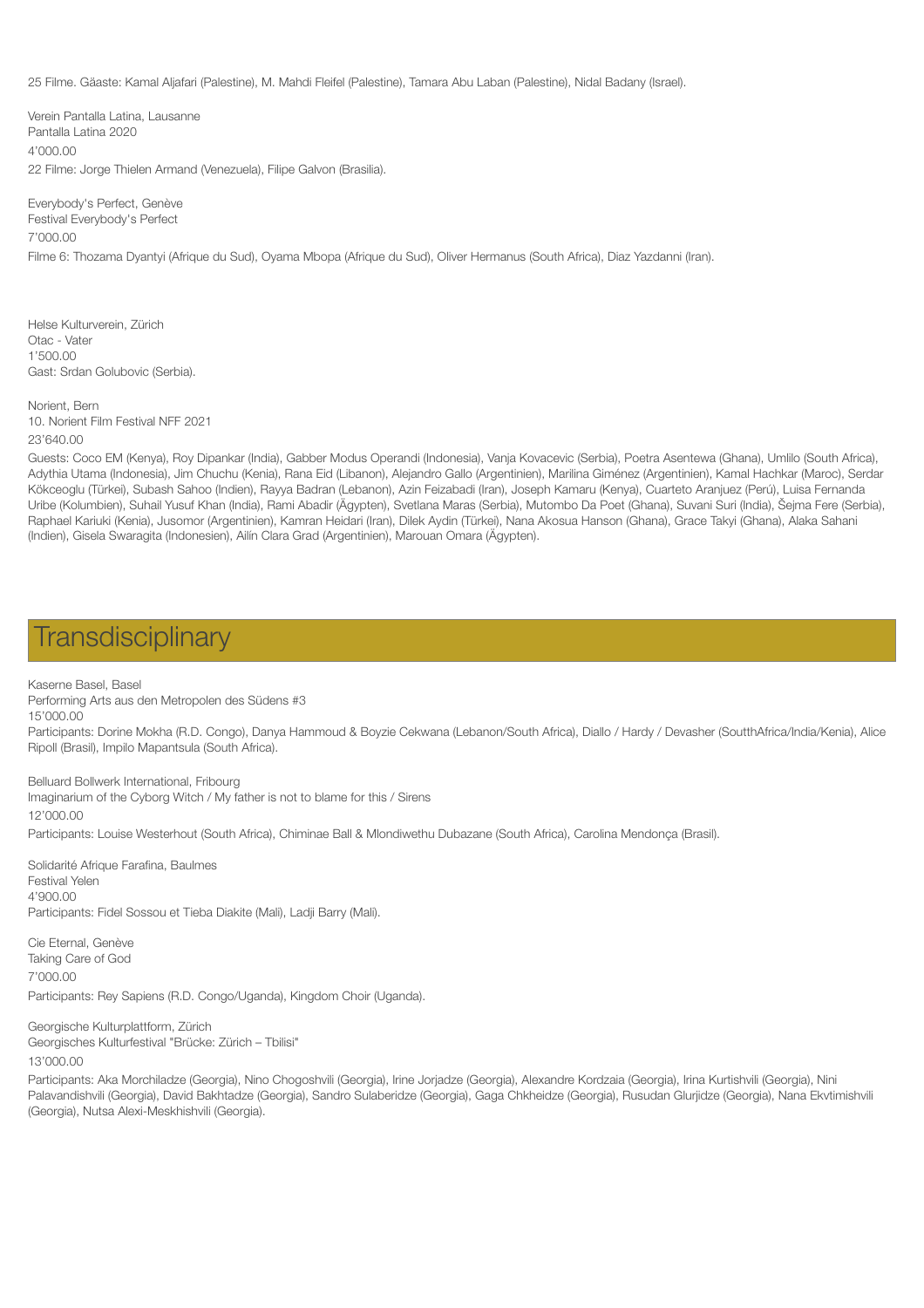25 Filme. Gäaste: Kamal Aljafari (Palestine), M. Mahdi Fleifel (Palestine), Tamara Abu Laban (Palestine), Nidal Badany (Israel).

Verein Pantalla Latina, Lausanne
Pantalla Latina 2020
4'000.00
22 Filme: Jorge Thielen Armand (Venezuela), Filipe Galvon (Brasilia).

Everybody's Perfect, Genève
Festival Everybody's Perfect
7'000.00
Filme 6: Thozama Dyantyi (Afrique du Sud), Oyama Mbopa (Afrique du Sud), Oliver Hermanus (South Africa), Diaz Yazdanni (Iran).

Helse Kulturverein, Zürich
Otac - Vater
1'500.00
Gast: Srdan Golubovic (Serbia).

Norient, Bern
10. Norient Film Festival NFF 2021
23'640.00
Guests: Coco EM (Kenya), Roy Dipankar (India), Gabber Modus Operandi (Indonesia), Vanja Kovacevic (Serbia), Poetra Asentewa (Ghana), Umlilo (South Africa), Adythia Utama (Indonesia), Jim Chuchu (Kenia), Rana Eid (Libanon), Alejandro Gallo (Argentinien), Marilina Giménez (Argentinien), Kamal Hachkar (Maroc), Serdar Kökceoglu (Türkei), Subash Sahoo (Indien), Rayya Badran (Lebanon), Azin Feizabadi (Iran), Joseph Kamaru (Kenya), Cuarteto Aranjuez (Perú), Luisa Fernanda Uribe (Kolumbien), Suhail Yusuf Khan (India), Rami Abadir (Ägypten), Svetlana Maras (Serbia), Mutombo Da Poet (Ghana), Suvani Suri (India), Šejma Fere (Serbia), Raphael Kariuki (Kenia), Jusomor (Argentinien), Kamran Heidari (Iran), Dilek Aydin (Türkei), Nana Akosua Hanson (Ghana), Grace Takyi (Ghana), Alaka Sahani (Indien), Gisela Swaragita (Indonesien), Ailín Clara Grad (Argentinien), Marouan Omara (Ägypten).

# Transdisciplinary

Kaserne Basel, Basel
Performing Arts aus den Metropolen des Südens #3
15'000.00
Participants: Dorine Mokha (R.D. Congo), Danya Hammoud & Boyzie Cekwana (Lebanon/South Africa), Diallo / Hardy / Devasher (SoutthAfrica/India/Kenia), Alice Ripoll (Brasil), Impilo Mapantsula (South Africa).

Belluard Bollwerk International, Fribourg
Imaginarium of the Cyborg Witch / My father is not to blame for this / Sirens
12'000.00
Participants: Louise Westerhout (South Africa), Chiminae Ball & Mlondiwethu Dubazane (South Africa), Carolina Mendonça (Brasil).

Solidarité Afrique Farafina, Baulmes
Festival Yelen
4'900.00
Participants: Fidel Sossou et Tieba Diakite (Mali), Ladji Barry (Mali).

Cie Eternal, Genève
Taking Care of God
7'000.00
Participants: Rey Sapiens (R.D. Congo/Uganda), Kingdom Choir (Uganda).

Georgische Kulturplattform, Zürich
Georgisches Kulturfestival "Brücke: Zürich – Tbilisi"
13'000.00
Participants: Aka Morchiladze (Georgia), Nino Chogoshvili (Georgia), Irine Jorjadze (Georgia), Alexandre Kordzaia (Georgia), Irina Kurtishvili (Georgia), Nini Palavandishvili (Georgia), David Bakhtadze (Georgia), Sandro Sulaberidze (Georgia), Gaga Chkheidze (Georgia), Rusudan Glurjidze (Georgia), Nana Ekvtimishvili (Georgia), Nutsa Alexi-Meskhishvili (Georgia).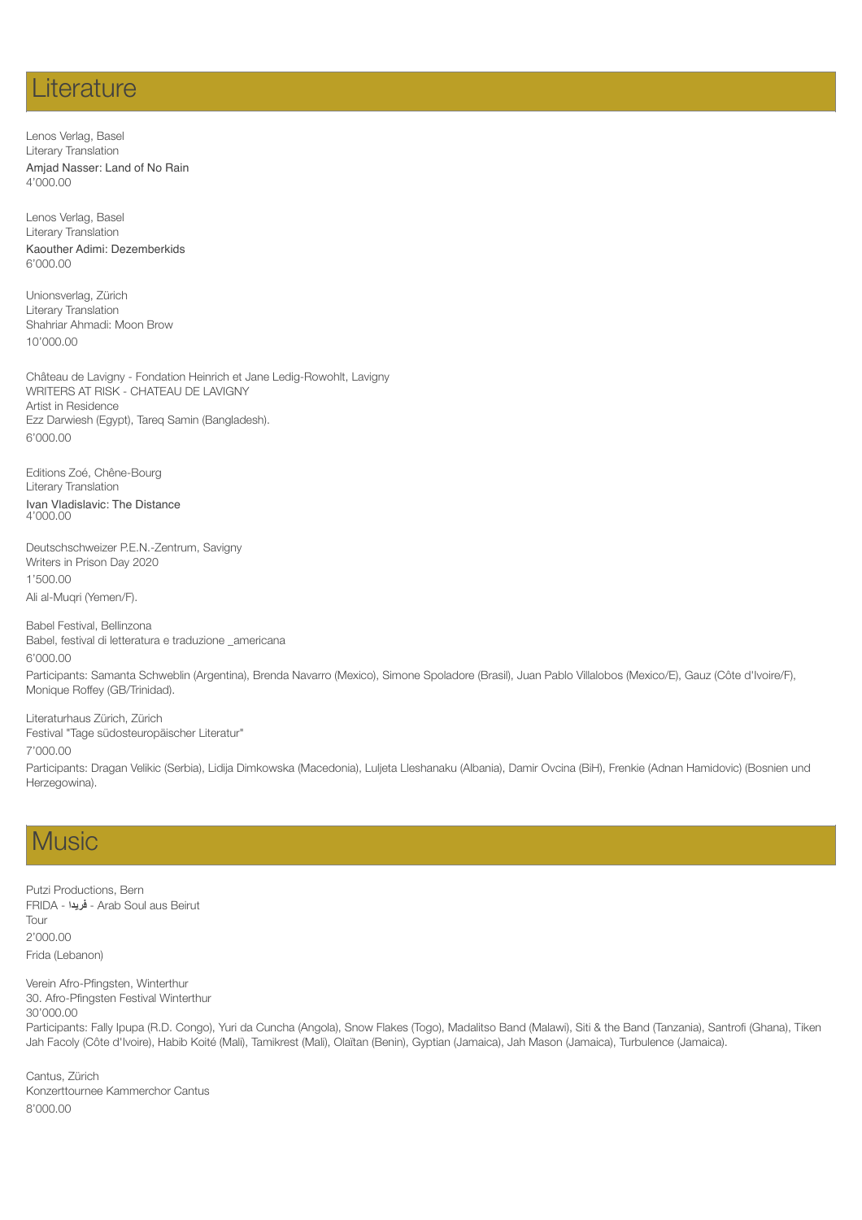# Literature

Lenos Verlag, Basel
Literary Translation
Amjad Nasser: Land of No Rain
4'000.00

Lenos Verlag, Basel
Literary Translation
Kaouther Adimi: Dezemberkids
6'000.00

Unionsverlag, Zürich
Literary Translation
Shahriar Ahmadi: Moon Brow
10'000.00

Château de Lavigny - Fondation Heinrich et Jane Ledig-Rowohlt, Lavigny
WRITERS AT RISK - CHATEAU DE LAVIGNY
Artist in Residence
Ezz Darwiesh (Egypt), Tareq Samin (Bangladesh).
6'000.00

Editions Zoé, Chêne-Bourg
Literary Translation
Ivan Vladislavic: The Distance
4'000.00

Deutschschweizer P.E.N.-Zentrum, Savigny
Writers in Prison Day 2020
1'500.00
Ali al-Muqri (Yemen/F).

Babel Festival, Bellinzona
Babel, festival di letteratura e traduzione _americana
6'000.00
Participants: Samanta Schweblin (Argentina), Brenda Navarro (Mexico), Simone Spoladore (Brasil), Juan Pablo Villalobos (Mexico/E), Gauz (Côte d'Ivoire/F), Monique Roffey (GB/Trinidad).

Literaturhaus Zürich, Zürich
Festival "Tage südosteuropäischer Literatur"
7'000.00
Participants: Dragan Velikic (Serbia), Lidija Dimkowska (Macedonia), Luljeta Lleshanaku (Albania), Damir Ovcina (BiH), Frenkie (Adnan Hamidovic) (Bosnien und Herzegowina).

# Music

Putzi Productions, Bern
FRIDA - فريدا - Arab Soul aus Beirut
Tour
2'000.00
Frida (Lebanon)

Verein Afro-Pfingsten, Winterthur
30. Afro-Pfingsten Festival Winterthur
30'000.00
Participants: Fally Ipupa (R.D. Congo), Yuri da Cuncha (Angola), Snow Flakes (Togo), Madalitso Band (Malawi), Siti & the Band (Tanzania), Santrofi (Ghana), Tiken Jah Facoly (Côte d'Ivoire), Habib Koité (Mali), Tamikrest (Mali), Olaïtan (Benin), Gyptian (Jamaica), Jah Mason (Jamaica), Turbulence (Jamaica).

Cantus, Zürich
Konzerttournee Kammerchor Cantus
8'000.00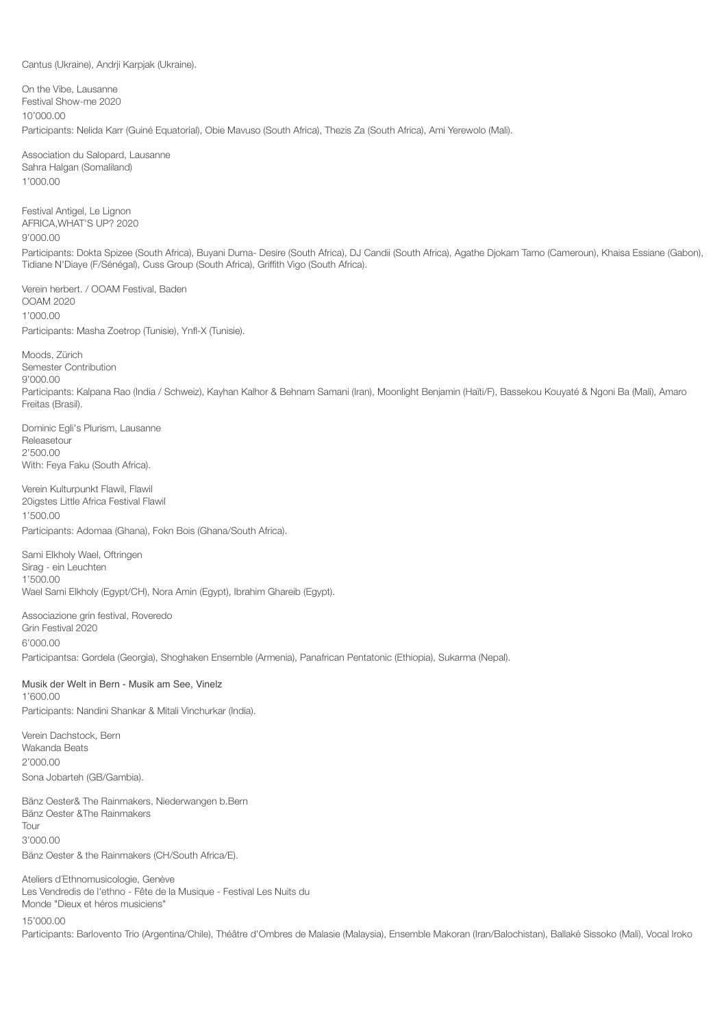Cantus (Ukraine), Andrji Karpjak (Ukraine).

On the Vibe, Lausanne
Festival Show-me 2020
10'000.00
Participants: Nelida Karr (Guiné Equatorial), Obie Mavuso (South Africa), Thezis Za (South Africa), Ami Yerewolo (Mali).

Association du Salopard, Lausanne
Sahra Halgan (Somaliland)
1'000.00

Festival Antigel, Le Lignon
AFRICA,WHAT'S UP? 2020
9'000.00
Participants: Dokta Spizee (South Africa), Buyani Duma- Desire (South Africa), DJ Candii (South Africa), Agathe Djokam Tamo (Cameroun), Khaisa Essiane (Gabon), Tidiane N'Diaye (F/Sénégal), Cuss Group (South Africa), Griffith Vigo (South Africa).

Verein herbert. / OOAM Festival, Baden
OOAM 2020
1'000.00
Participants: Masha Zoetrop (Tunisie), Ynfl-X (Tunisie).

Moods, Zürich
Semester Contribution
9'000.00
Participants: Kalpana Rao (India / Schweiz), Kayhan Kalhor & Behnam Samani (Iran), Moonlight Benjamin (Haïti/F), Bassekou Kouyaté & Ngoni Ba (Mali), Amaro Freitas (Brasil).

Dominic Egli's Plurism, Lausanne
Releasetour
2'500.00
With: Feya Faku (South Africa).

Verein Kulturpunkt Flawil, Flawil
20igstes Little Africa Festival Flawil
1'500.00
Participants: Adomaa (Ghana), Fokn Bois (Ghana/South Africa).

Sami Elkholy Wael, Oftringen
Sirag - ein Leuchten
1'500.00
Wael Sami Elkholy (Egypt/CH), Nora Amin (Egypt), Ibrahim Ghareib (Egypt).

Associazione grin festival, Roveredo
Grin Festival 2020
6'000.00
Participantsa: Gordela (Georgia), Shoghaken Ensemble (Armenia), Panafrican Pentatonic (Ethiopia), Sukarma (Nepal).

Musik der Welt in Bern - Musik am See, Vinelz
1'600.00
Participants: Nandini Shankar & Mitali Vinchurkar (India).

Verein Dachstock, Bern
Wakanda Beats
2'000.00
Sona Jobarteh (GB/Gambia).

Bänz Oester& The Rainmakers, Niederwangen b.Bern
Bänz Oester &The Rainmakers
Tour
3'000.00
Bänz Oester & the Rainmakers (CH/South Africa/E).

Ateliers d'Ethnomusicologie, Genève
Les Vendredis de l'ethno - Fête de la Musique - Festival Les Nuits du Monde "Dieux et héros musiciens"
15'000.00
Participants: Barlovento Trio (Argentina/Chile), Théâtre d'Ombres de Malasie (Malaysia), Ensemble Makoran (Iran/Balochistan), Ballaké Sissoko (Mali), Vocal Iroko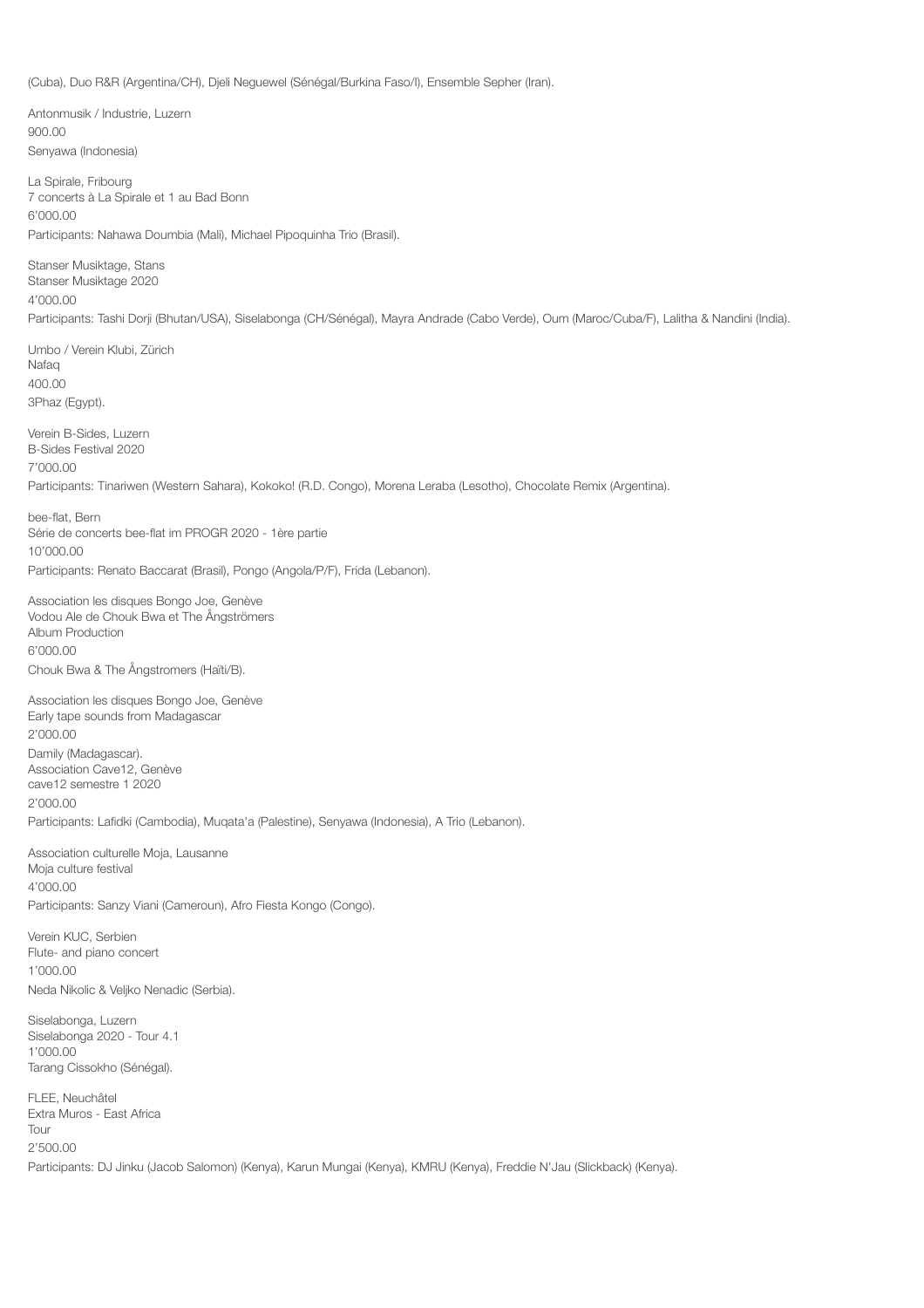(Cuba), Duo R&R (Argentina/CH), Djeli Neguewel (Sénégal/Burkina Faso/I), Ensemble Sepher (Iran).

Antonmusik / Industrie, Luzern
900.00
Senyawa (Indonesia)

La Spirale, Fribourg
7 concerts à La Spirale et 1 au Bad Bonn
6'000.00
Participants: Nahawa Doumbia (Mali), Michael Pipoquinha Trio (Brasil).

Stanser Musiktage, Stans
Stanser Musiktage 2020
4'000.00
Participants: Tashi Dorji (Bhutan/USA), Siselabonga (CH/Sénégal), Mayra Andrade (Cabo Verde), Oum (Maroc/Cuba/F), Lalitha & Nandini (India).

Umbo / Verein Klubi, Zürich
Nafaq
400.00
3Phaz (Egypt).

Verein B-Sides, Luzern
B-Sides Festival 2020
7'000.00
Participants: Tinariwen (Western Sahara), Kokoko! (R.D. Congo), Morena Leraba (Lesotho), Chocolate Remix (Argentina).

bee-flat, Bern
Série de concerts bee-flat im PROGR 2020 - 1ère partie
10'000.00
Participants: Renato Baccarat (Brasil), Pongo (Angola/P/F), Frida (Lebanon).

Association les disques Bongo Joe, Genève
Vodou Ale de Chouk Bwa et The Ångströmers
Album Production
6'000.00
Chouk Bwa & The Ångstromers (Haïti/B).

Association les disques Bongo Joe, Genève
Early tape sounds from Madagascar
2'000.00
Damily (Madagascar).

Association Cave12, Genève
cave12 semestre 1 2020
2'000.00
Participants: Lafidki (Cambodia), Muqata'a (Palestine), Senyawa (Indonesia), A Trio (Lebanon).

Association culturelle Moja, Lausanne
Moja culture festival
4'000.00
Participants: Sanzy Viani (Cameroun), Afro Fiesta Kongo (Congo).

Verein KUC, Serbien
Flute- and piano concert
1'000.00
Neda Nikolic & Veljko Nenadic (Serbia).

Siselabonga, Luzern
Siselabonga 2020 - Tour 4.1
1'000.00
Tarang Cissokho (Sénégal).

FLEE, Neuchâtel
Extra Muros - East Africa
Tour
2'500.00
Participants: DJ Jinku (Jacob Salomon) (Kenya), Karun Mungai (Kenya), KMRU (Kenya), Freddie N'Jau (Slickback) (Kenya).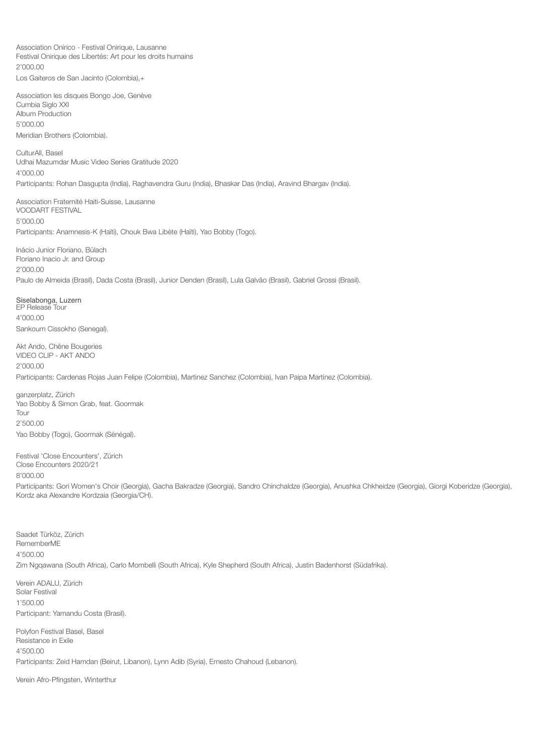Association Onírico - Festival Onirique, Lausanne
Festival Onirique des Libertés: Art pour les droits humains
2'000.00
Los Gaiteros de San Jacinto (Colombia),+

Association les disques Bongo Joe, Genève
Cumbia Siglo XXI
Album Production
5'000.00
Meridian Brothers (Colombia).

CulturAll, Basel
Udhai Mazumdar Music Video Series Gratitude 2020
4'000.00
Participants: Rohan Dasgupta (India), Raghavendra Guru (India), Bhaskar Das (India), Aravind Bhargav (India).

Association Fraternité Haiti-Suisse, Lausanne
VOODART FESTIVAL
5'000.00
Participants: Anamnesis-K (Haïti), Chouk Bwa Libète (Haïti), Yao Bobby (Togo).

Inácio Junior Floriano, Bülach
Floriano Inacio Jr. and Group
2'000.00
Paulo de Almeida (Brasil), Dada Costa (Brasil), Junior Denden (Brasil), Lula Galvão (Brasil), Gabriel Grossi (Brasil).

Siselabonga, Luzern
EP Release Tour
4'000.00
Sankoum Cissokho (Senegal).

Akt Ando, Chêne Bougeries
VIDEO CLIP - AKT ANDO
2'000.00
Participants: Cardenas Rojas Juan Felipe (Colombia), Martinez Sanchez (Colombia), Ivan Paipa Martinez (Colombia).

ganzerplatz, Zürich
Yao Bobby & Simon Grab, feat. Goormak
Tour
2'500.00
Yao Bobby (Togo), Goormak (Sénégal).

Festival 'Close Encounters', Zürich
Close Encounters 2020/21
8'000.00
Participants: Gori Women's Choir (Georgia), Gacha Bakradze (Georgia), Sandro Chinchaldze (Georgia), Anushka Chkheidze (Georgia), Giorgi Koberidze (Georgia), Kordz aka Alexandre Kordzaia (Georgia/CH).

Saadet Türköz, Zürich
RememberME
4'500.00
Zim Ngqawana (South Africa), Carlo Mombelli (South Africa), Kyle Shepherd (South Africa), Justin Badenhorst (Südafrika).

Verein ADALU, Zürich
Solar Festival
1'500.00
Participant: Yamandu Costa (Brasil).

Polyfon Festival Basel, Basel
Resistance in Exile
4'500.00
Participants: Zeid Hamdan (Beirut, Libanon), Lynn Adib (Syria), Ernesto Chahoud (Lebanon).

Verein Afro-Pfingsten, Winterthur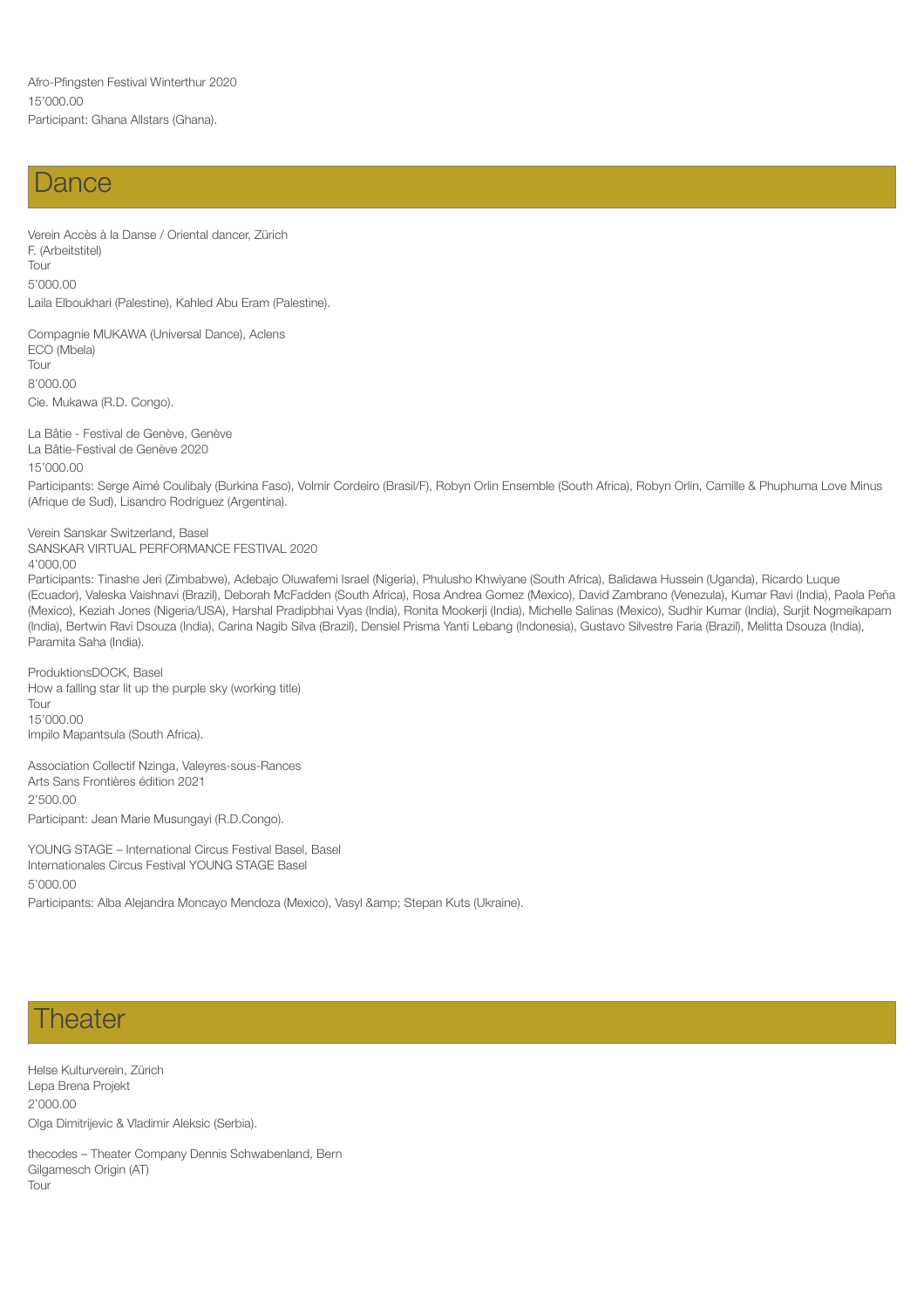Afro-Pfingsten Festival Winterthur 2020
15'000.00
Participant: Ghana Allstars (Ghana).

# Dance

Verein Accès à la Danse / Oriental dancer, Zürich
F. (Arbeitstitel)
Tour
5'000.00
Laila Elboukhari (Palestine), Kahled Abu Eram (Palestine).

Compagnie MUKAWA (Universal Dance), Aclens
ECO (Mbela)
Tour
8'000.00
Cie. Mukawa (R.D. Congo).

La Bâtie - Festival de Genève, Genève
La Bâtie-Festival de Genève 2020
15'000.00
Participants: Serge Aimé Coulibaly (Burkina Faso), Volmir Cordeiro (Brasil/F), Robyn Orlin Ensemble (South Africa), Robyn Orlin, Camille & Phuphuma Love Minus (Afrique de Sud), Lisandro Rodriguez (Argentina).

Verein Sanskar Switzerland, Basel
SANSKAR VIRTUAL PERFORMANCE FESTIVAL 2020
4'000.00
Participants: Tinashe Jeri (Zimbabwe), Adebajo Oluwafemi Israel (Nigeria), Phulusho Khwiyane (South Africa), Balidawa Hussein (Uganda), Ricardo Luque (Ecuador), Valeska Vaishnavi (Brazil), Deborah McFadden (South Africa), Rosa Andrea Gomez (Mexico), David Zambrano (Venezula), Kumar Ravi (India), Paola Peña (Mexico), Keziah Jones (Nigeria/USA), Harshal Pradipbhai Vyas (India), Ronita Mookerji (India), Michelle Salinas (Mexico), Sudhir Kumar (India), Surjit Nogmeikapam (India), Bertwin Ravi Dsouza (India), Carina Nagib Silva (Brazil), Densiel Prisma Yanti Lebang (Indonesia), Gustavo Silvestre Faria (Brazil), Melitta Dsouza (India), Paramita Saha (India).

ProduktionsDOCK, Basel
How a falling star lit up the purple sky (working title)
Tour
15'000.00
Impilo Mapantsula (South Africa).

Association Collectif Nzinga, Valeyres-sous-Rances
Arts Sans Frontières édition 2021
2'500.00
Participant: Jean Marie Musungayi (R.D.Congo).

YOUNG STAGE – International Circus Festival Basel, Basel
Internationales Circus Festival YOUNG STAGE Basel
5'000.00
Participants: Alba Alejandra Moncayo Mendoza (Mexico), Vasyl &amp; Stepan Kuts (Ukraine).

# Theater

Helse Kulturverein, Zürich
Lepa Brena Projekt
2'000.00
Olga Dimitrijevic & Vladimir Aleksic (Serbia).

thecodes – Theater Company Dennis Schwabenland, Bern
Gilgamesch Origin (AT)
Tour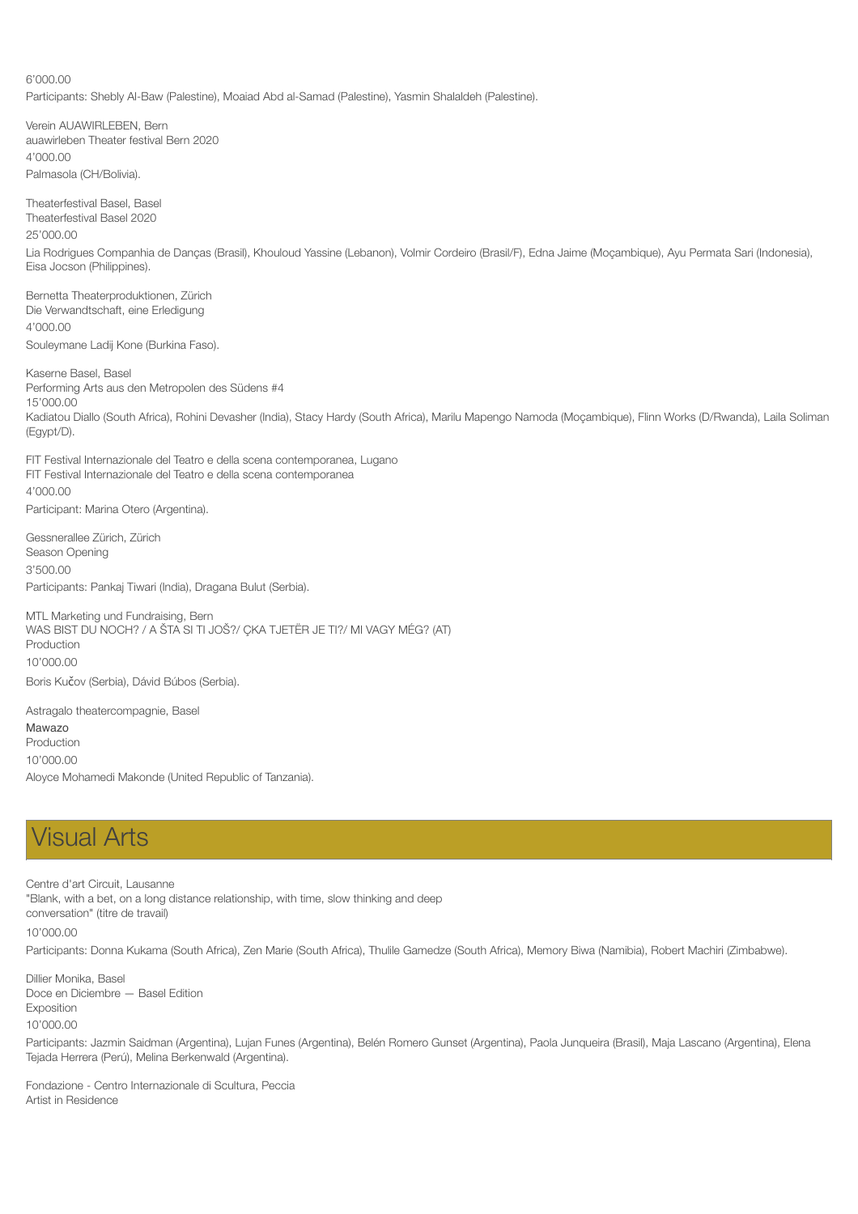6'000.00

Participants: Shebly Al-Baw (Palestine), Moaiad Abd al-Samad (Palestine), Yasmin Shalaldeh (Palestine).

Verein AUAWIRLEBEN, Bern
auawirleben Theater festival Bern 2020
4'000.00
Palmasola (CH/Bolivia).

Theaterfestival Basel, Basel
Theaterfestival Basel 2020
25'000.00
Lia Rodrigues Companhia de Danças (Brasil), Khouloud Yassine (Lebanon), Volmir Cordeiro (Brasil/F), Edna Jaime (Moçambique), Ayu Permata Sari (Indonesia), Eisa Jocson (Philippines).

Bernetta Theaterproduktionen, Zürich
Die Verwandtschaft, eine Erledigung
4'000.00
Souleymane Ladij Kone (Burkina Faso).

Kaserne Basel, Basel
Performing Arts aus den Metropolen des Südens #4
15'000.00
Kadiatou Diallo (South Africa), Rohini Devasher (India), Stacy Hardy (South Africa), Marilu Mapengo Namoda (Moçambique), Flinn Works (D/Rwanda), Laila Soliman (Egypt/D).

FIT Festival Internazionale del Teatro e della scena contemporanea, Lugano
FIT Festival Internazionale del Teatro e della scena contemporanea
4'000.00
Participant: Marina Otero (Argentina).

Gessnerallee Zürich, Zürich
Season Opening
3'500.00
Participants: Pankaj Tiwari (India), Dragana Bulut (Serbia).

MTL Marketing und Fundraising, Bern
WAS BIST DU NOCH? / A ŠTA SI TI JOŠ?/ ÇKA TJETËR JE TI?/ MI VAGY MÉG? (AT)
Production
10'000.00
Boris Kučov (Serbia), Dávid Búbos (Serbia).

Astragalo theatercompagnie, Basel
Mawazo
Production
10'000.00
Aloyce Mohamedi Makonde (United Republic of Tanzania).

# Visual Arts

Centre d'art Circuit, Lausanne
"Blank, with a bet, on a long distance relationship, with time, slow thinking and deep conversation" (titre de travail)
10'000.00
Participants: Donna Kukama (South Africa), Zen Marie (South Africa), Thulile Gamedze (South Africa), Memory Biwa (Namibia), Robert Machiri (Zimbabwe).

Dillier Monika, Basel
Doce en Diciembre — Basel Edition
Exposition
10'000.00
Participants: Jazmin Saidman (Argentina), Lujan Funes (Argentina), Belén Romero Gunset (Argentina), Paola Junqueira (Brasil), Maja Lascano (Argentina), Elena Tejada Herrera (Perú), Melina Berkenwald (Argentina).

Fondazione - Centro Internazionale di Scultura, Peccia
Artist in Residence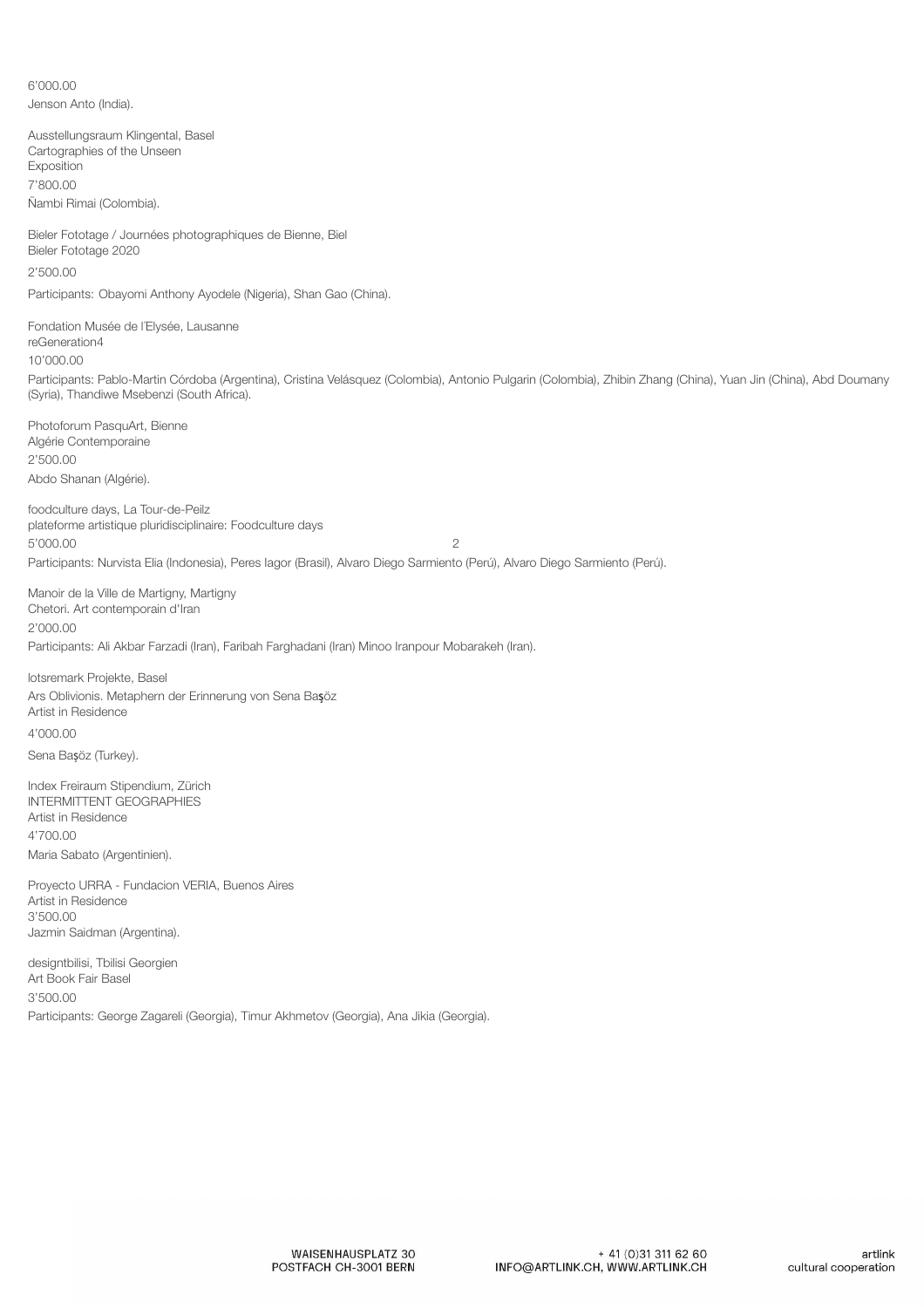6'000.00

Jenson Anto (India).

Ausstellungsraum Klingental, Basel
Cartographies of the Unseen
Exposition
7'800.00
Ñambi Rimai (Colombia).

Bieler Fototage / Journées photographiques de Bienne, Biel
Bieler Fototage 2020
2'500.00
Participants: Obayomi Anthony Ayodele (Nigeria), Shan Gao (China).

Fondation Musée de l'Elysée, Lausanne
reGeneration4
10'000.00
Participants: Pablo-Martin Córdoba (Argentina), Cristina Velásquez (Colombia), Antonio Pulgarin (Colombia), Zhibin Zhang (China), Yuan Jin (China), Abd Doumany (Syria), Thandiwe Msebenzi (South Africa).

Photoforum PasquArt, Bienne
Algérie Contemporaine
2'500.00
Abdo Shanan (Algérie).

foodculture days, La Tour-de-Peilz
plateforme artistique pluridisciplinaire: Foodculture days
5'000.00
Participants: Nurvista Elia (Indonesia), Peres Iagor (Brasil), Alvaro Diego Sarmiento (Perú), Alvaro Diego Sarmiento (Perú).

Manoir de la Ville de Martigny, Martigny
Chetori. Art contemporain d'Iran
2'000.00
Participants: Ali Akbar Farzadi (Iran), Faribah Farghadani (Iran) Minoo Iranpour Mobarakeh (Iran).

lotsremark Projekte, Basel
Ars Oblivionis. Metaphern der Erinnerung von Sena Başöz
Artist in Residence
4'000.00
Sena Başöz (Turkey).

Index Freiraum Stipendium, Zürich
INTERMITTENT GEOGRAPHIES
Artist in Residence
4'700.00
Maria Sabato (Argentinien).

Proyecto URRA - Fundacion VERIA, Buenos Aires
Artist in Residence
3'500.00
Jazmin Saidman (Argentina).

designtbilisi, Tbilisi Georgien
Art Book Fair Basel
3'500.00
Participants: George Zagareli (Georgia), Timur Akhmetov (Georgia), Ana Jikia (Georgia).